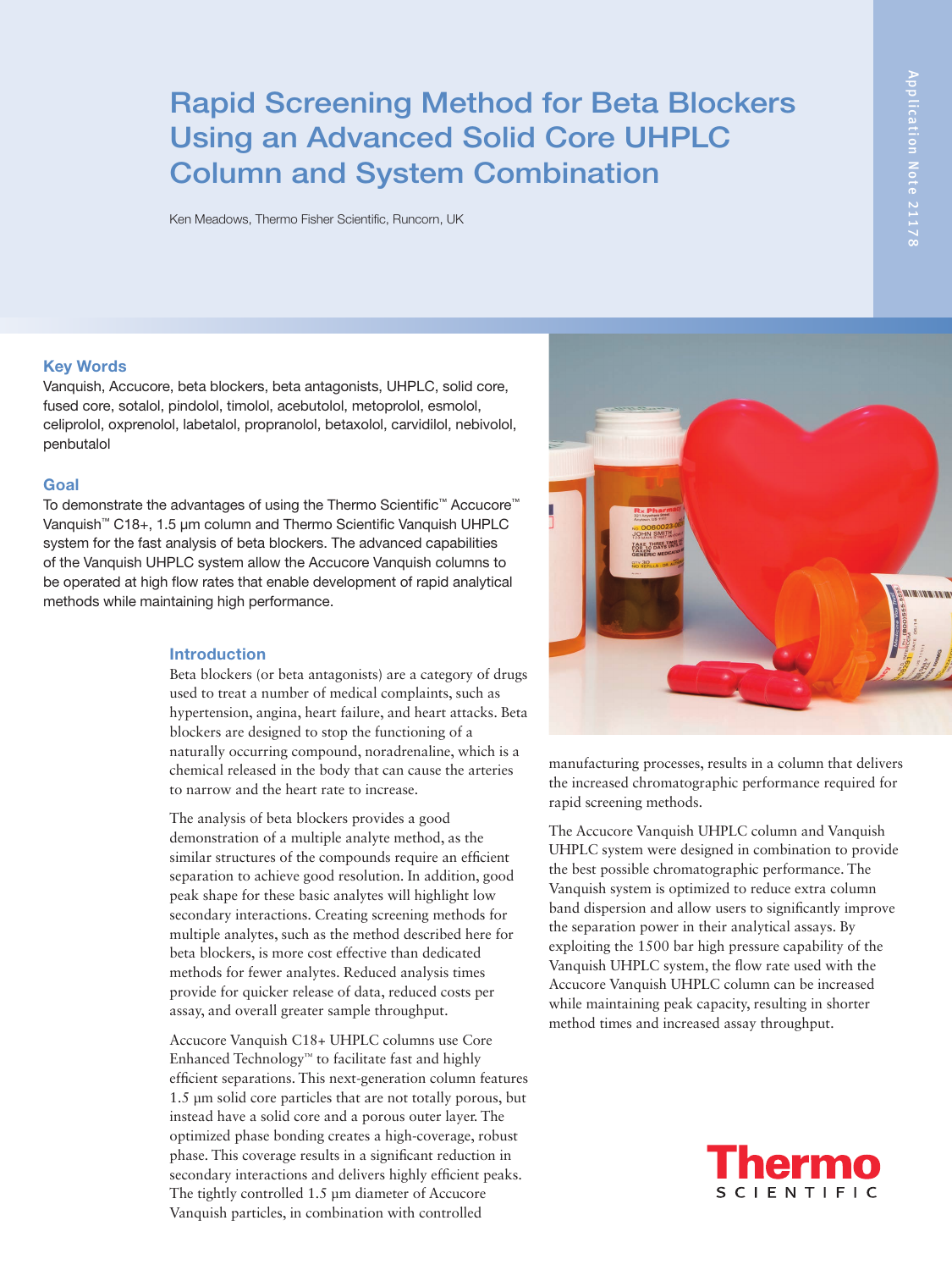# Rapid Screening Method for Beta Blockers Using an Advanced Solid Core UHPLC Column and System Combination

Ken Meadows, Thermo Fisher Scientific, Runcorn, UK

Application Note 21178

## Key Words

Vanquish, Accucore, beta blockers, beta antagonists, UHPLC, solid core, fused core, sotalol, pindolol, timolol, acebutolol, metoprolol, esmolol, celiprolol, oxprenolol, labetalol, propranolol, betaxolol, carvidilol, nebivolol, penbutalol

## Goal

To demonstrate the advantages of using the Thermo Scientific™ Accucore™ Vanquish™ C18+, 1.5 µm column and Thermo Scientific Vanquish UHPLC system for the fast analysis of beta blockers. The advanced capabilities of the Vanquish UHPLC system allow the Accucore Vanquish columns to be operated at high flow rates that enable development of rapid analytical methods while maintaining high performance.

## Introduction

Beta blockers (or beta antagonists) are a category of drugs used to treat a number of medical complaints, such as hypertension, angina, heart failure, and heart attacks. Beta blockers are designed to stop the functioning of a naturally occurring compound, noradrenaline, which is a chemical released in the body that can cause the arteries to narrow and the heart rate to increase.

The analysis of beta blockers provides a good demonstration of a multiple analyte method, as the similar structures of the compounds require an efficient separation to achieve good resolution. In addition, good peak shape for these basic analytes will highlight low secondary interactions. Creating screening methods for multiple analytes, such as the method described here for beta blockers, is more cost effective than dedicated methods for fewer analytes. Reduced analysis times provide for quicker release of data, reduced costs per assay, and overall greater sample throughput.

Accucore Vanquish C18+ UHPLC columns use Core Enhanced Technology™ to facilitate fast and highly efficient separations. This next-generation column features 1.5 µm solid core particles that are not totally porous, but instead have a solid core and a porous outer layer. The optimized phase bonding creates a high-coverage, robust phase. This coverage results in a significant reduction in secondary interactions and delivers highly efficient peaks. The tightly controlled 1.5 µm diameter of Accucore Vanquish particles, in combination with controlled manufacturing processes, results in a column that delivers the increased chromatographic performance required for rapid screening methods.

The Accucore Vanquish UHPLC column and Vanquish UHPLC system were designed in combination to provide the best possible chromatographic performance. The Vanquish system is optimized to reduce extra column band dispersion and allow users to significantly improve the separation power in their analytical assays. By exploiting the 1500 bar high pressure capability of the Vanquish UHPLC system, the flow rate used with the Accucore Vanquish UHPLC column can be increased while maintaining peak capacity, resulting in shorter method times and increased assay throughput.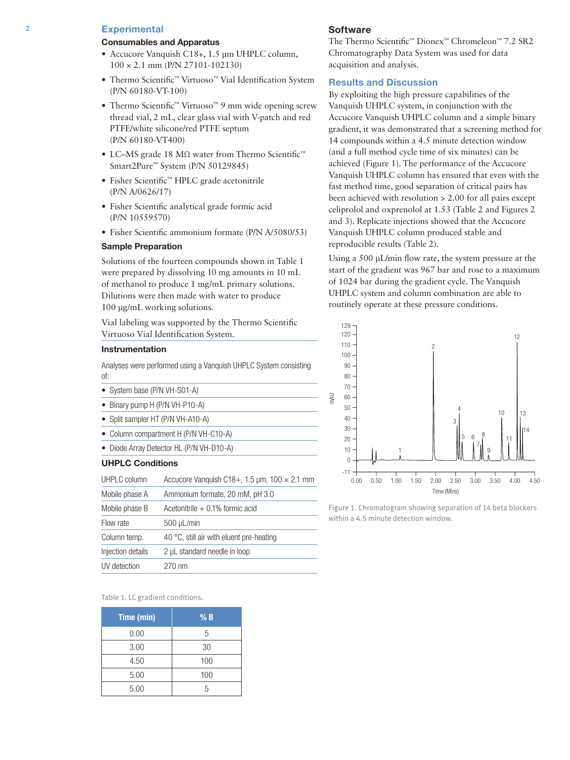## Experimental

### Consumables and Apparatus

- Accucore Vanquish C18+, 1.5 µm UHPLC column, 100 × 2.1 mm (P/N 27101-102130)
- Thermo Scientific™ Virtuoso™ Vial Identification System (P/N 60180-VT-100)
- Thermo Scientific™ Virtuoso™ 9 mm wide opening screw thread vial, 2 mL, clear glass vial with V-patch and red PTFE/white silicone/red PTFE septum (P/N 60180-VT400)
- LC–MS grade 18 MΩ water from Thermo Scientific™ Smart2Pure™ System (P/N 50129845)
- Fisher Scientific™ HPLC grade acetonitrile (P/N A/0626/17)
- Fisher Scientific analytical grade formic acid (P/N 10559570)
- Fisher Scientific ammonium formate (P/N A/5080/53)

### Sample Preparation

Solutions of the fourteen compounds shown in Table 1 were prepared by dissolving 10 mg amounts in 10 mL of methanol to produce 1 mg/mL primary solutions. Dilutions were then made with water to produce 100 µg/mL working solutions.

Vial labeling was supported by the Thermo Scientific Virtuoso Vial Identification System.

### Instrumentation

Analyses were performed using a Vanquish UHPLC System consisting of:

- System base (P/N VH-S01-A)
- Binary pump H (P/N VH-P10-A)
- Split sampler HT (P/N VH-A10-A)
- Column compartment H (P/N VH-C10-A)
- Diode Array Detector HL (P/N VH-D10-A)

### UHPLC Conditions

| | |
|---|---|
| UHPLC column | Accucore Vanquish C18+, 1.5 µm, 100 × 2.1 mm |
| Mobile phase A | Ammonium formate, 20 mM, pH 3.0 |
| Mobile phase B | Acetonitrile + 0.1% formic acid |
| Flow rate | 500 µL/min |
| Column temp. | 40 °C, still air with eluent pre-heating |
| Injection details | 2 µL standard needle in loop |
| UV detection | 270 nm |

Table 1. LC gradient conditions.

| Time (min) | % B |
|---|---|
| 0.00 | 5 |
| 3.00 | 30 |
| 4.50 | 100 |
| 5.00 | 100 |
| 5.00 | 5 |

### Software

The Thermo Scientific™ Dionex™ Chromeleon™ 7.2 SR2 Chromatography Data System was used for data acquisition and analysis.

## Results and Discussion

By exploiting the high pressure capabilities of the Vanquish UHPLC system, in conjunction with the Accucore Vanquish UHPLC column and a simple binary gradient, it was demonstrated that a screening method for 14 compounds within a 4.5 minute detection window (and a full method cycle time of six minutes) can be achieved (Figure 1). The performance of the Accucore Vanquish UHPLC column has ensured that even with the fast method time, good separation of critical pairs has been achieved with resolution > 2.00 for all pairs except celiprolol and oxprenolol at 1.53 (Table 2 and Figures 2 and 3). Replicate injections showed that the Accucore Vanquish UHPLC column produced stable and reproducible results (Table 2).

Using a 500 µL/min flow rate, the system pressure at the start of the gradient was 967 bar and rose to a maximum of 1024 bar during the gradient cycle. The Vanquish UHPLC system and column combination are able to routinely operate at these pressure conditions.

Figure 1. Chromatogram showing separation of 14 beta blockers within a 4.5 minute detection window.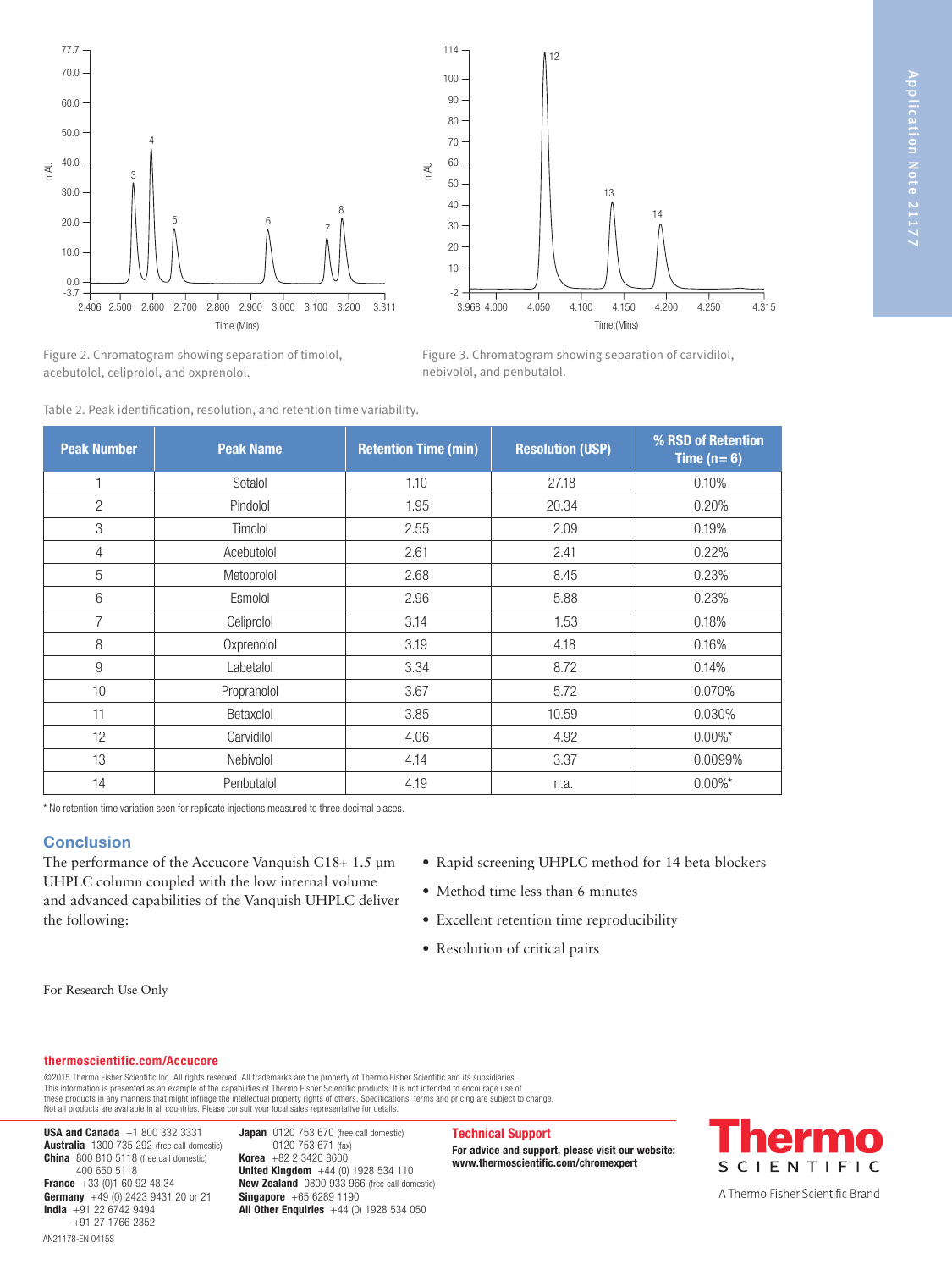77.7
70.0
60.0
50.0
40.0
30.0
20.0
10.0
0.0
-3.7

mAU

3
4
5
6
7
8

2.406 2.500 2.600 2.700 2.800 2.900 3.000 3.100 3.200 3.311

Time (Mins)

Figure 2. Chromatogram showing separation of timolol, acebutolol, celiprolol, and oxprenolol.

114
100
90
80
70
60
50
40
30
20
10
-2

mAU

12
13
14

3.968 4.000 4.050 4.100 4.150 4.200 4.250 4.315

Time (Mins)

Figure 3. Chromatogram showing separation of carvidilol, nebivolol, and penbutalol.

Table 2. Peak identification, resolution, and retention time variability.

| Peak Number | Peak Name | Retention Time (min) | Resolution (USP) | % RSD of Retention Time (n= 6) |
|---|---|---|---|---|
| 1 | Sotalol | 1.10 | 27.18 | 0.10% |
| 2 | Pindolol | 1.95 | 20.34 | 0.20% |
| 3 | Timolol | 2.55 | 2.09 | 0.19% |
| 4 | Acebutolol | 2.61 | 2.41 | 0.22% |
| 5 | Metoprolol | 2.68 | 8.45 | 0.23% |
| 6 | Esmolol | 2.96 | 5.88 | 0.23% |
| 7 | Celiprolol | 3.14 | 1.53 | 0.18% |
| 8 | Oxprenolol | 3.19 | 4.18 | 0.16% |
| 9 | Labetalol | 3.34 | 8.72 | 0.14% |
| 10 | Propranolol | 3.67 | 5.72 | 0.070% |
| 11 | Betaxolol | 3.85 | 10.59 | 0.030% |
| 12 | Carvidilol | 4.06 | 4.92 | 0.00%* |
| 13 | Nebivolol | 4.14 | 3.37 | 0.0099% |
| 14 | Penbutalol | 4.19 | n.a. | 0.00%* |

* No retention time variation seen for replicate injections measured to three decimal places.

## Conclusion

The performance of the Accucore Vanquish C18+ 1.5 µm UHPLC column coupled with the low internal volume and advanced capabilities of the Vanquish UHPLC deliver the following:

- Rapid screening UHPLC method for 14 beta blockers
- Method time less than 6 minutes
- Excellent retention time reproducibility
- Resolution of critical pairs

For Research Use Only

**thermoscientific.com/Accucore**

©2015 Thermo Fisher Scientific Inc. All rights reserved. All trademarks are the property of Thermo Fisher Scientific and its subsidiaries. This information is presented as an example of the capabilities of Thermo Fisher Scientific products. It is not intended to encourage use of these products in any manners that might infringe the intellectual property rights of others. Specifications, terms and pricing are subject to change. Not all products are available in all countries. Please consult your local sales representative for details.

**USA and Canada** +1 800 332 3331
**Australia** 1300 735 292 (free call domestic)
**China** 800 810 5118 (free call domestic)
400 650 5118
**France** +33 (0)1 60 92 48 34
**Germany** +49 (0) 2423 9431 20 or 21
**India** +91 22 6742 9494
+91 27 1766 2352

**Japan** 0120 753 670 (free call domestic)
0120 753 671 (fax)
**Korea** +82 2 3420 8600
**United Kingdom** +44 (0) 1928 534 110
**New Zealand** 0800 933 966 (free call domestic)
**Singapore** +65 6289 1190
**All Other Enquiries** +44 (0) 1928 534 050

**Technical Support**

**For advice and support, please visit our website: www.thermoscientific.com/chromexpert**

Thermo SCIENTIFIC

A Thermo Fisher Scientific Brand

AN21178-EN 0415S